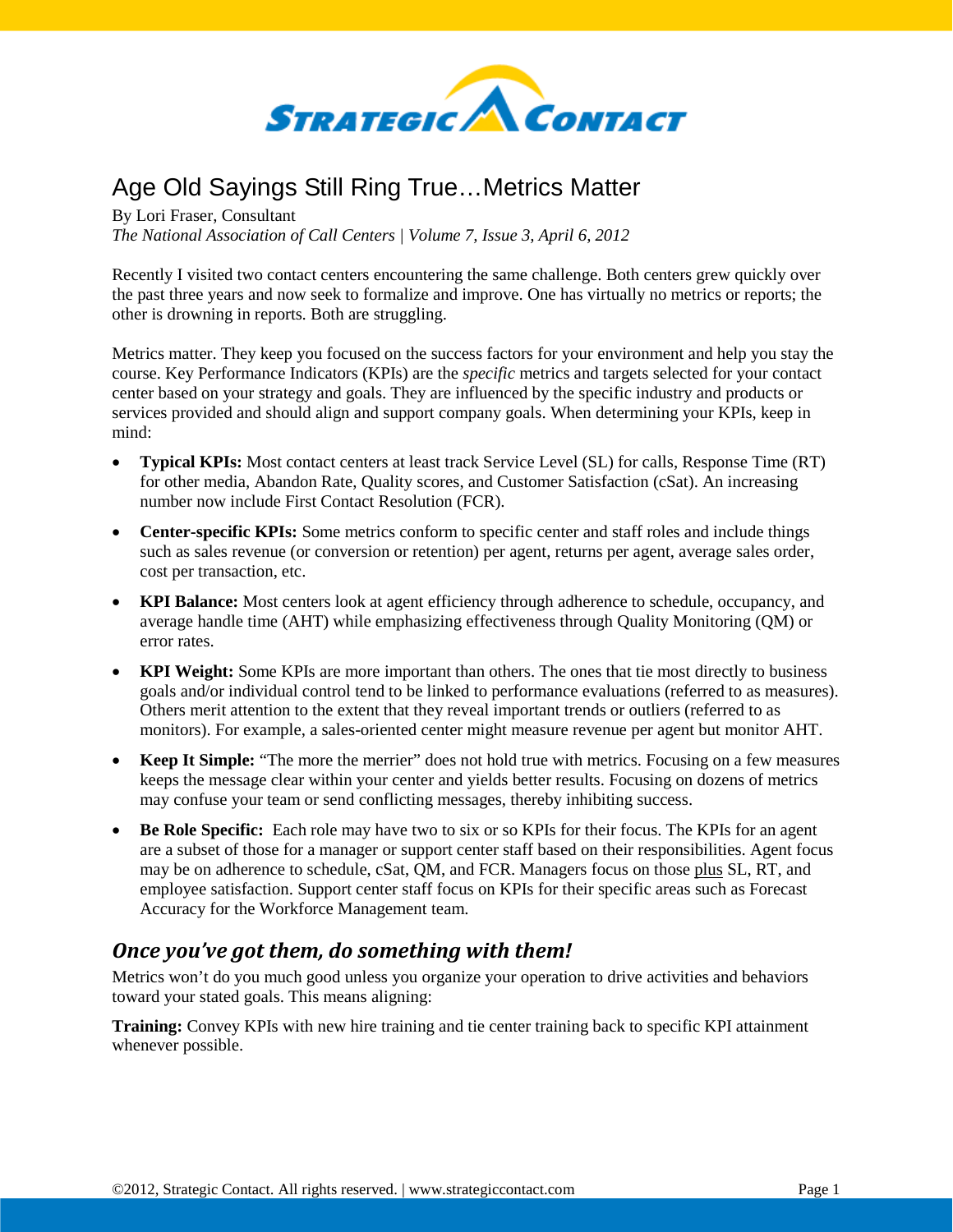# Age Old Sayings Still Ring True…Metrics Matter

By Lori Fraser, Consultant
*The National Association of Call Centers | Volume 7, Issue 3, April 6, 2012*

Recently I visited two contact centers encountering the same challenge. Both centers grew quickly over the past three years and now seek to formalize and improve. One has virtually no metrics or reports; the other is drowning in reports. Both are struggling.

Metrics matter. They keep you focused on the success factors for your environment and help you stay the course. Key Performance Indicators (KPIs) are the *specific* metrics and targets selected for your contact center based on your strategy and goals. They are influenced by the specific industry and products or services provided and should align and support company goals. When determining your KPIs, keep in mind:

- **Typical KPIs:** Most contact centers at least track Service Level (SL) for calls, Response Time (RT) for other media, Abandon Rate, Quality scores, and Customer Satisfaction (cSat). An increasing number now include First Contact Resolution (FCR).
- **Center-specific KPIs:** Some metrics conform to specific center and staff roles and include things such as sales revenue (or conversion or retention) per agent, returns per agent, average sales order, cost per transaction, etc.
- **KPI Balance:** Most centers look at agent efficiency through adherence to schedule, occupancy, and average handle time (AHT) while emphasizing effectiveness through Quality Monitoring (QM) or error rates.
- **KPI Weight:** Some KPIs are more important than others. The ones that tie most directly to business goals and/or individual control tend to be linked to performance evaluations (referred to as measures). Others merit attention to the extent that they reveal important trends or outliers (referred to as monitors). For example, a sales-oriented center might measure revenue per agent but monitor AHT.
- **Keep It Simple:** "The more the merrier" does not hold true with metrics. Focusing on a few measures keeps the message clear within your center and yields better results. Focusing on dozens of metrics may confuse your team or send conflicting messages, thereby inhibiting success.
- **Be Role Specific:** Each role may have two to six or so KPIs for their focus. The KPIs for an agent are a subset of those for a manager or support center staff based on their responsibilities. Agent focus may be on adherence to schedule, cSat, QM, and FCR. Managers focus on those plus SL, RT, and employee satisfaction. Support center staff focus on KPIs for their specific areas such as Forecast Accuracy for the Workforce Management team.

## *Once you've got them, do something with them!*

Metrics won't do you much good unless you organize your operation to drive activities and behaviors toward your stated goals. This means aligning:

**Training:** Convey KPIs with new hire training and tie center training back to specific KPI attainment whenever possible.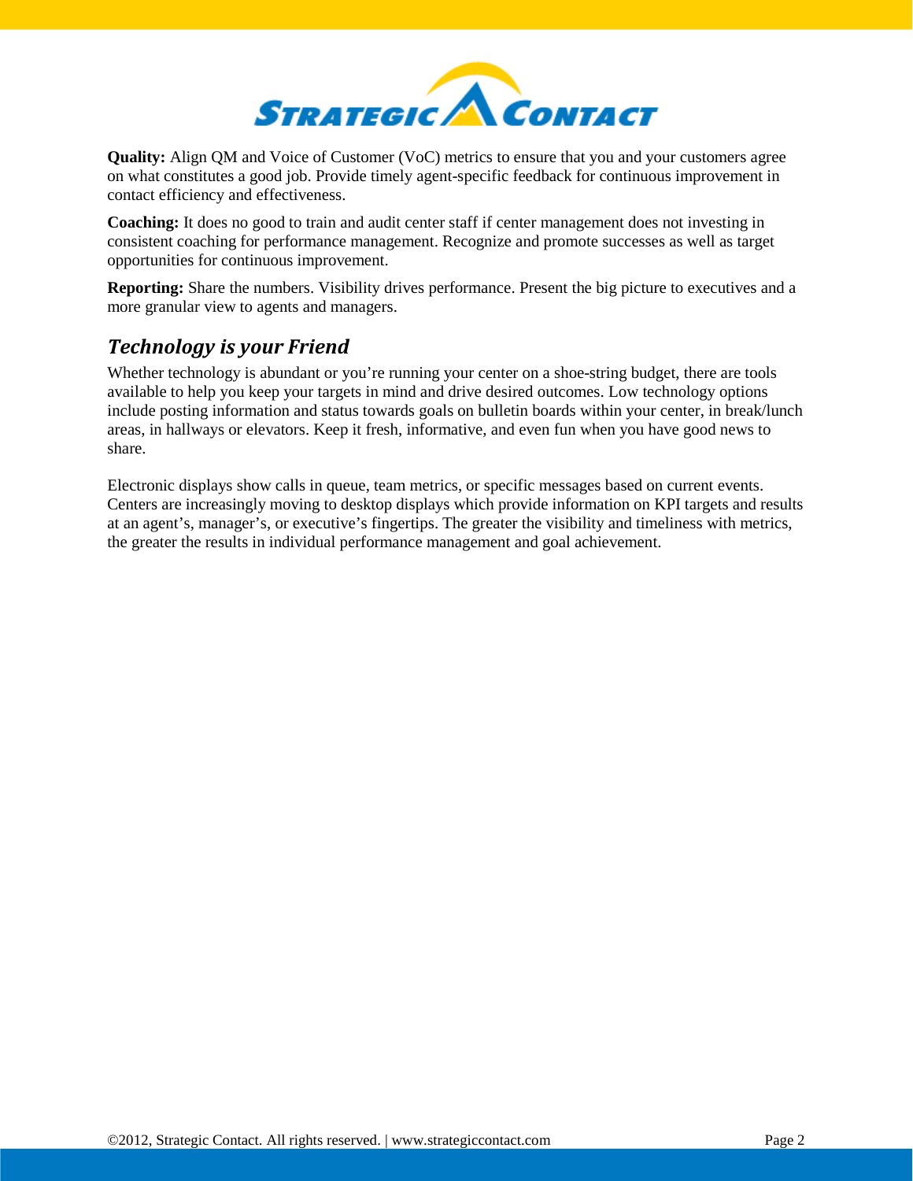**Quality:** Align QM and Voice of Customer (VoC) metrics to ensure that you and your customers agree on what constitutes a good job. Provide timely agent-specific feedback for continuous improvement in contact efficiency and effectiveness.

**Coaching:** It does no good to train and audit center staff if center management does not investing in consistent coaching for performance management. Recognize and promote successes as well as target opportunities for continuous improvement.

**Reporting:** Share the numbers. Visibility drives performance. Present the big picture to executives and a more granular view to agents and managers.

## *Technology is your Friend*

Whether technology is abundant or you're running your center on a shoe-string budget, there are tools available to help you keep your targets in mind and drive desired outcomes. Low technology options include posting information and status towards goals on bulletin boards within your center, in break/lunch areas, in hallways or elevators. Keep it fresh, informative, and even fun when you have good news to share.

Electronic displays show calls in queue, team metrics, or specific messages based on current events. Centers are increasingly moving to desktop displays which provide information on KPI targets and results at an agent's, manager's, or executive's fingertips. The greater the visibility and timeliness with metrics, the greater the results in individual performance management and goal achievement.